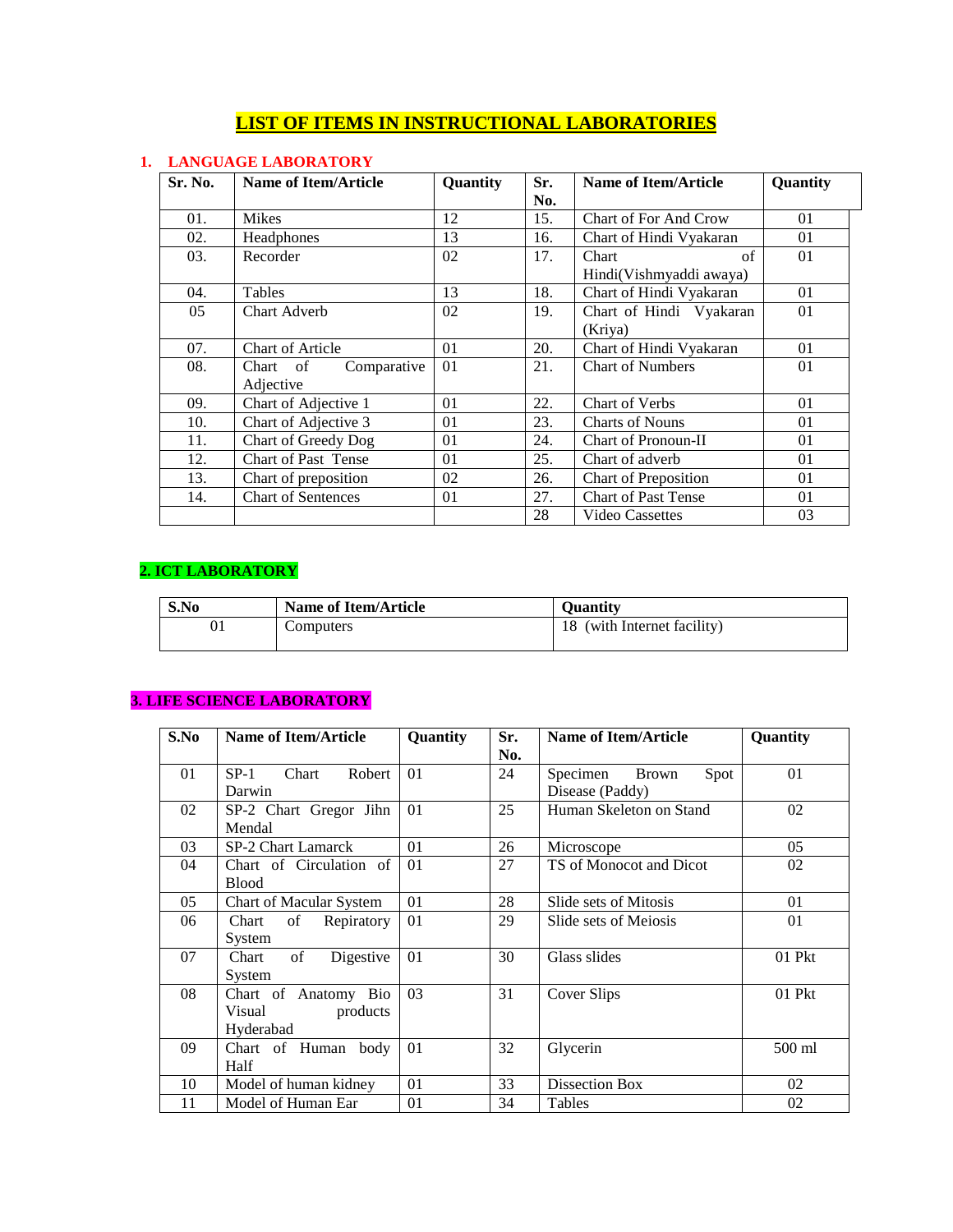# LIST OF ITEMS IN INSTRUCTIONAL LABORATORIES

## 1. LANGUAGE LABORATORY

| Sr. No. | Name of Item/Article | Quantity | Sr. No. | Name of Item/Article | Quantity |
|---|---|---|---|---|---|
| 01. | Mikes | 12 | 15. | Chart of For And Crow | 01 |
| 02. | Headphones | 13 | 16. | Chart of Hindi Vyakaran | 01 |
| 03. | Recorder | 02 | 17. | Chart of Hindi(Vishmyaddi awaya) | 01 |
| 04. | Tables | 13 | 18. | Chart of Hindi Vyakaran | 01 |
| 05 | Chart Adverb | 02 | 19. | Chart of Hindi Vyakaran (Kriya) | 01 |
| 07. | Chart of Article | 01 | 20. | Chart of Hindi Vyakaran | 01 |
| 08. | Chart of Comparative Adjective | 01 | 21. | Chart of Numbers | 01 |
| 09. | Chart of Adjective 1 | 01 | 22. | Chart of Verbs | 01 |
| 10. | Chart of Adjective 3 | 01 | 23. | Charts of Nouns | 01 |
| 11. | Chart of Greedy Dog | 01 | 24. | Chart of Pronoun-II | 01 |
| 12. | Chart of Past Tense | 01 | 25. | Chart of adverb | 01 |
| 13. | Chart of preposition | 02 | 26. | Chart of Preposition | 01 |
| 14. | Chart of Sentences | 01 | 27. | Chart of Past Tense | 01 |
| | | | 28 | Video Cassettes | 03 |

## 2. ICT LABORATORY

| S.No | Name of Item/Article | Quantity |
|---|---|---|
| 01 | Computers | 18 (with Internet facility) |

## 3. LIFE SCIENCE LABORATORY

| S.No | Name of Item/Article | Quantity | Sr. No. | Name of Item/Article | Quantity |
|---|---|---|---|---|---|
| 01 | SP-1 Chart Robert Darwin | 01 | 24 | Specimen Brown Spot Disease (Paddy) | 01 |
| 02 | SP-2 Chart Gregor Jihn Mendal | 01 | 25 | Human Skeleton on Stand | 02 |
| 03 | SP-2 Chart Lamarck | 01 | 26 | Microscope | 05 |
| 04 | Chart of Circulation of Blood | 01 | 27 | TS of Monocot and Dicot | 02 |
| 05 | Chart of Macular System | 01 | 28 | Slide sets of Mitosis | 01 |
| 06 | Chart of Repiratory System | 01 | 29 | Slide sets of Meiosis | 01 |
| 07 | Chart of Digestive System | 01 | 30 | Glass slides | 01 Pkt |
| 08 | Chart of Anatomy Bio Visual products Hyderabad | 03 | 31 | Cover Slips | 01 Pkt |
| 09 | Chart of Human body Half | 01 | 32 | Glycerin | 500 ml |
| 10 | Model of human kidney | 01 | 33 | Dissection Box | 02 |
| 11 | Model of Human Ear | 01 | 34 | Tables | 02 |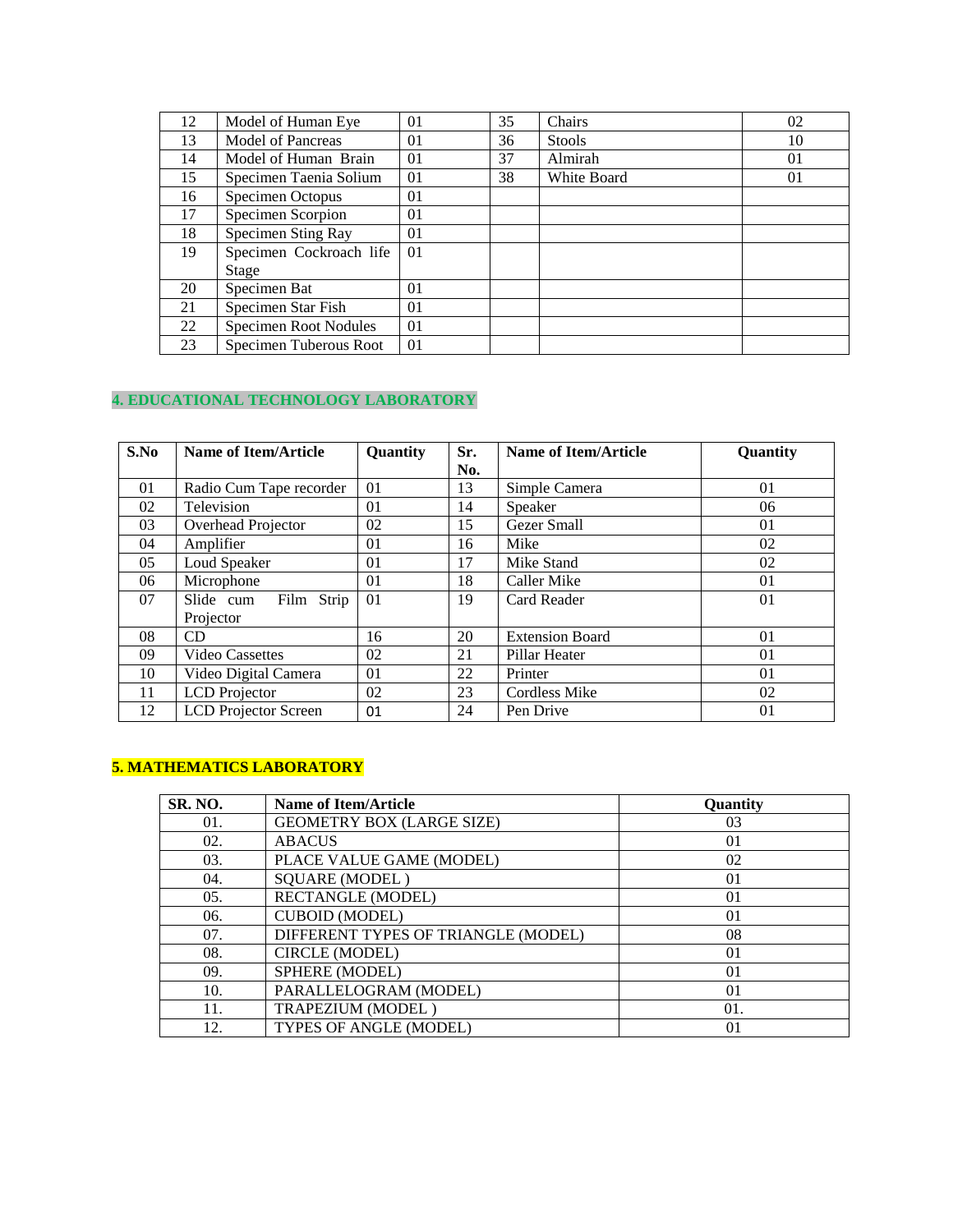| 12 | Model of Human Eye | 01 | 35 | Chairs | 02 |
|---|---|---|---|---|---|
| 13 | Model of Pancreas | 01 | 36 | Stools | 10 |
| 14 | Model of Human Brain | 01 | 37 | Almirah | 01 |
| 15 | Specimen Taenia Solium | 01 | 38 | White Board | 01 |
| 16 | Specimen Octopus | 01 | | | |
| 17 | Specimen Scorpion | 01 | | | |
| 18 | Specimen Sting Ray | 01 | | | |
| 19 | Specimen Cockroach life Stage | 01 | | | |
| 20 | Specimen Bat | 01 | | | |
| 21 | Specimen Star Fish | 01 | | | |
| 22 | Specimen Root Nodules | 01 | | | |
| 23 | Specimen Tuberous Root | 01 | | | |

## 4. EDUCATIONAL TECHNOLOGY LABORATORY

| S.No | Name of Item/Article | Quantity | Sr. No. | Name of Item/Article | Quantity |
|---|---|---|---|---|---|
| 01 | Radio Cum Tape recorder | 01 | 13 | Simple Camera | 01 |
| 02 | Television | 01 | 14 | Speaker | 06 |
| 03 | Overhead Projector | 02 | 15 | Gezer Small | 01 |
| 04 | Amplifier | 01 | 16 | Mike | 02 |
| 05 | Loud Speaker | 01 | 17 | Mike Stand | 02 |
| 06 | Microphone | 01 | 18 | Caller Mike | 01 |
| 07 | Slide cum Film Strip Projector | 01 | 19 | Card Reader | 01 |
| 08 | CD | 16 | 20 | Extension Board | 01 |
| 09 | Video Cassettes | 02 | 21 | Pillar Heater | 01 |
| 10 | Video Digital Camera | 01 | 22 | Printer | 01 |
| 11 | LCD Projector | 02 | 23 | Cordless Mike | 02 |
| 12 | LCD Projector Screen | 01 | 24 | Pen Drive | 01 |

## 5. MATHEMATICS LABORATORY

| SR. NO. | Name of Item/Article | Quantity |
|---|---|---|
| 01. | GEOMETRY BOX (LARGE SIZE) | 03 |
| 02. | ABACUS | 01 |
| 03. | PLACE VALUE GAME (MODEL) | 02 |
| 04. | SQUARE (MODEL ) | 01 |
| 05. | RECTANGLE (MODEL) | 01 |
| 06. | CUBOID (MODEL) | 01 |
| 07. | DIFFERENT TYPES OF TRIANGLE (MODEL) | 08 |
| 08. | CIRCLE (MODEL) | 01 |
| 09. | SPHERE (MODEL) | 01 |
| 10. | PARALLELOGRAM (MODEL) | 01 |
| 11. | TRAPEZIUM (MODEL ) | 01. |
| 12. | TYPES OF ANGLE (MODEL) | 01 |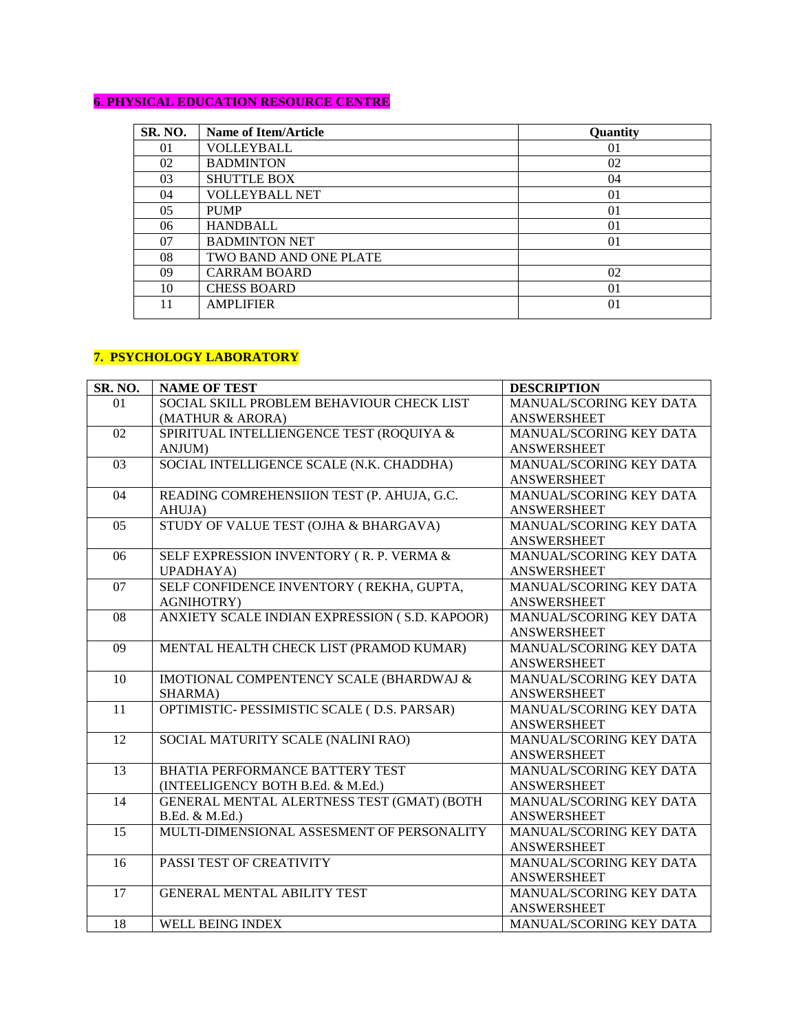**6. PHYSICAL EDUCATION RESOURCE CENTRE**

| SR. NO. | Name of Item/Article | Quantity |
|---|---|---|
| 01 | VOLLEYBALL | 01 |
| 02 | BADMINTON | 02 |
| 03 | SHUTTLE BOX | 04 |
| 04 | VOLLEYBALL NET | 01 |
| 05 | PUMP | 01 |
| 06 | HANDBALL | 01 |
| 07 | BADMINTON NET | 01 |
| 08 | TWO BAND AND ONE PLATE | |
| 09 | CARRAM BOARD | 02 |
| 10 | CHESS BOARD | 01 |
| 11 | AMPLIFIER | 01 |

**7. PSYCHOLOGY LABORATORY**

| SR. NO. | NAME OF TEST | DESCRIPTION |
|---|---|---|
| 01 | SOCIAL SKILL PROBLEM BEHAVIOUR CHECK LIST (MATHUR & ARORA) | MANUAL/SCORING KEY DATA ANSWERSHEET |
| 02 | SPIRITUAL INTELLIENGENCE TEST (ROQUIYA & ANJUM) | MANUAL/SCORING KEY DATA ANSWERSHEET |
| 03 | SOCIAL INTELLIGENCE SCALE (N.K. CHADDHA) | MANUAL/SCORING KEY DATA ANSWERSHEET |
| 04 | READING COMREHENSIION TEST (P. AHUJA, G.C. AHUJA) | MANUAL/SCORING KEY DATA ANSWERSHEET |
| 05 | STUDY OF VALUE TEST (OJHA & BHARGAVA) | MANUAL/SCORING KEY DATA ANSWERSHEET |
| 06 | SELF EXPRESSION INVENTORY ( R. P. VERMA & UPADHAYA) | MANUAL/SCORING KEY DATA ANSWERSHEET |
| 07 | SELF CONFIDENCE INVENTORY ( REKHA, GUPTA, AGNIHOTRY) | MANUAL/SCORING KEY DATA ANSWERSHEET |
| 08 | ANXIETY SCALE INDIAN EXPRESSION ( S.D. KAPOOR) | MANUAL/SCORING KEY DATA ANSWERSHEET |
| 09 | MENTAL HEALTH CHECK LIST (PRAMOD KUMAR) | MANUAL/SCORING KEY DATA ANSWERSHEET |
| 10 | IMOTIONAL COMPENTENCY SCALE (BHARDWAJ & SHARMA) | MANUAL/SCORING KEY DATA ANSWERSHEET |
| 11 | OPTIMISTIC- PESSIMISTIC SCALE ( D.S. PARSAR) | MANUAL/SCORING KEY DATA ANSWERSHEET |
| 12 | SOCIAL MATURITY SCALE (NALINI RAO) | MANUAL/SCORING KEY DATA ANSWERSHEET |
| 13 | BHATIA PERFORMANCE BATTERY TEST (INTEELIGENCY BOTH B.Ed. & M.Ed.) | MANUAL/SCORING KEY DATA ANSWERSHEET |
| 14 | GENERAL MENTAL ALERTNESS TEST (GMAT) (BOTH B.Ed. & M.Ed.) | MANUAL/SCORING KEY DATA ANSWERSHEET |
| 15 | MULTI-DIMENSIONAL ASSESMENT OF PERSONALITY | MANUAL/SCORING KEY DATA ANSWERSHEET |
| 16 | PASSI TEST OF CREATIVITY | MANUAL/SCORING KEY DATA ANSWERSHEET |
| 17 | GENERAL MENTAL ABILITY TEST | MANUAL/SCORING KEY DATA ANSWERSHEET |
| 18 | WELL BEING INDEX | MANUAL/SCORING KEY DATA |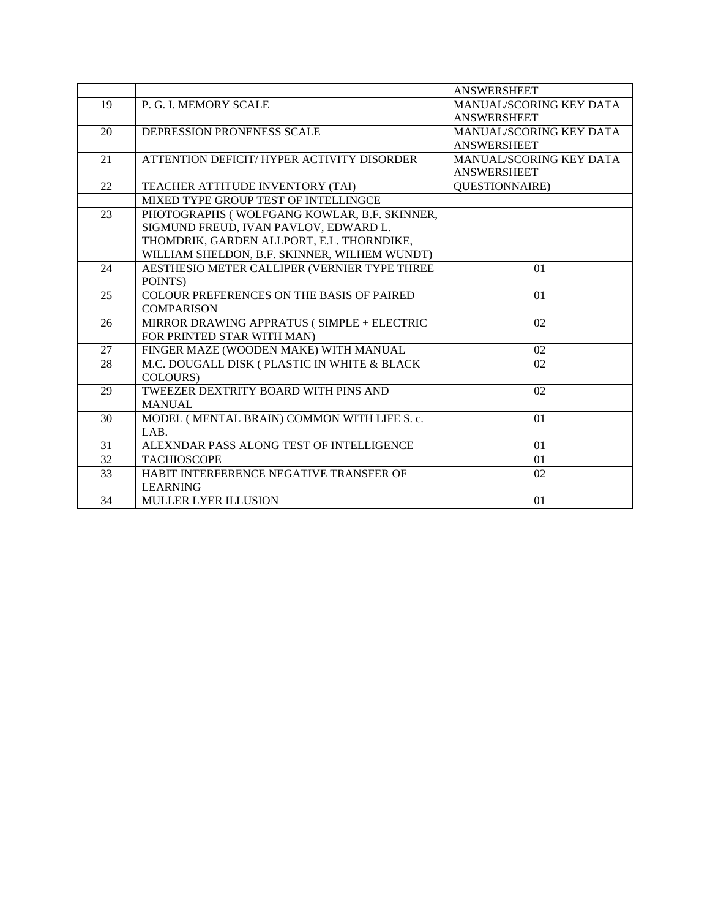| | | |
|---|---|---|
| | | ANSWERSHEET |
| 19 | P. G. I. MEMORY SCALE | MANUAL/SCORING KEY DATA ANSWERSHEET |
| 20 | DEPRESSION PRONENESS SCALE | MANUAL/SCORING KEY DATA ANSWERSHEET |
| 21 | ATTENTION DEFICIT/ HYPER ACTIVITY DISORDER | MANUAL/SCORING KEY DATA ANSWERSHEET |
| 22 | TEACHER ATTITUDE INVENTORY (TAI) | QUESTIONNAIRE) |
| | MIXED TYPE GROUP TEST OF INTELLINGCE | |
| 23 | PHOTOGRAPHS ( WOLFGANG KOWLAR, B.F. SKINNER, SIGMUND FREUD, IVAN PAVLOV, EDWARD L. THOMDRIK, GARDEN ALLPORT, E.L. THORNDIKE, WILLIAM SHELDON, B.F. SKINNER, WILHEM WUNDT) | |
| 24 | AESTHESIO METER CALLIPER (VERNIER TYPE THREE POINTS) | 01 |
| 25 | COLOUR PREFERENCES ON THE BASIS OF PAIRED COMPARISON | 01 |
| 26 | MIRROR DRAWING APPRATUS ( SIMPLE + ELECTRIC FOR PRINTED STAR WITH MAN) | 02 |
| 27 | FINGER MAZE (WOODEN MAKE) WITH MANUAL | 02 |
| 28 | M.C. DOUGALL DISK ( PLASTIC IN WHITE & BLACK COLOURS) | 02 |
| 29 | TWEEZER DEXTRITY BOARD WITH PINS AND MANUAL | 02 |
| 30 | MODEL ( MENTAL BRAIN) COMMON WITH LIFE S. c. LAB. | 01 |
| 31 | ALEXNDAR PASS ALONG TEST OF INTELLIGENCE | 01 |
| 32 | TACHIOSCOPE | 01 |
| 33 | HABIT INTERFERENCE NEGATIVE TRANSFER OF LEARNING | 02 |
| 34 | MULLER LYER ILLUSION | 01 |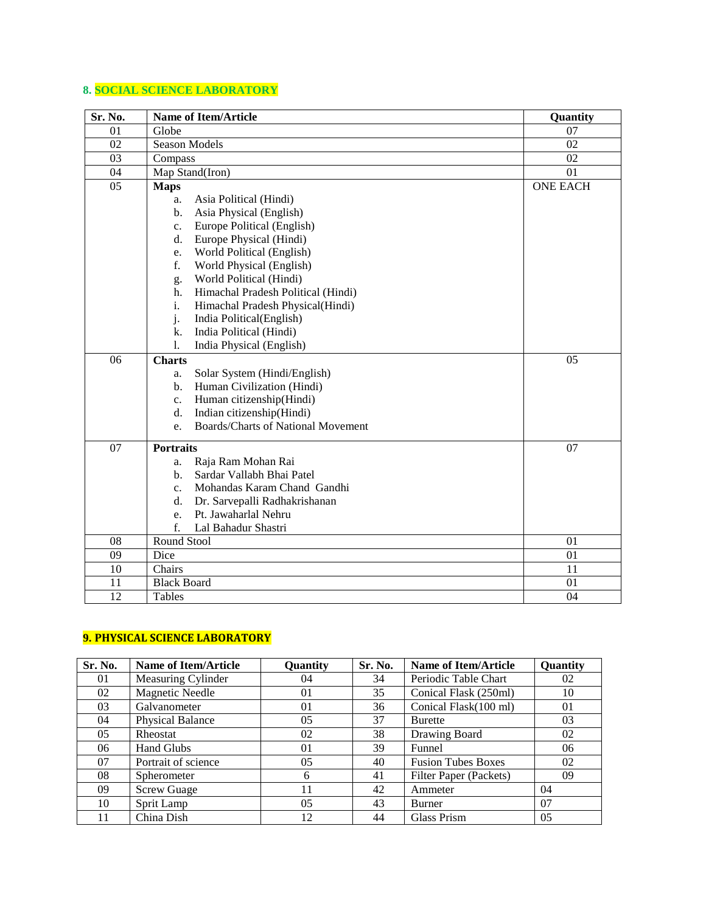## 8. SOCIAL SCIENCE LABORATORY

| Sr. No. | Name of Item/Article | Quantity |
|---|---|---|
| 01 | Globe | 07 |
| 02 | Season Models | 02 |
| 03 | Compass | 02 |
| 04 | Map Stand(Iron) | 01 |
| 05 | **Maps**<br>a. Asia Political (Hindi)<br>b. Asia Physical (English)<br>c. Europe Political (English)<br>d. Europe Physical (Hindi)<br>e. World Political (English)<br>f. World Physical (English)<br>g. World Political (Hindi)<br>h. Himachal Pradesh Political (Hindi)<br>i. Himachal Pradesh Physical(Hindi)<br>j. India Political(English)<br>k. India Political (Hindi)<br>l. India Physical (English) | ONE EACH |
| 06 | **Charts**<br>a. Solar System (Hindi/English)<br>b. Human Civilization (Hindi)<br>c. Human citizenship(Hindi)<br>d. Indian citizenship(Hindi)<br>e. Boards/Charts of National Movement | 05 |
| 07 | **Portraits**<br>a. Raja Ram Mohan Rai<br>b. Sardar Vallabh Bhai Patel<br>c. Mohandas Karam Chand Gandhi<br>d. Dr. Sarvepalli Radhakrishanan<br>e. Pt. Jawaharlal Nehru<br>f. Lal Bahadur Shastri | 07 |
| 08 | Round Stool | 01 |
| 09 | Dice | 01 |
| 10 | Chairs | 11 |
| 11 | Black Board | 01 |
| 12 | Tables | 04 |

## 9. PHYSICAL SCIENCE LABORATORY

| Sr. No. | Name of Item/Article | Quantity | Sr. No. | Name of Item/Article | Quantity |
|---|---|---|---|---|---|
| 01 | Measuring Cylinder | 04 | 34 | Periodic Table Chart | 02 |
| 02 | Magnetic Needle | 01 | 35 | Conical Flask (250ml) | 10 |
| 03 | Galvanometer | 01 | 36 | Conical Flask(100 ml) | 01 |
| 04 | Physical Balance | 05 | 37 | Burette | 03 |
| 05 | Rheostat | 02 | 38 | Drawing Board | 02 |
| 06 | Hand Glubs | 01 | 39 | Funnel | 06 |
| 07 | Portrait of science | 05 | 40 | Fusion Tubes Boxes | 02 |
| 08 | Spherometer | 6 | 41 | Filter Paper (Packets) | 09 |
| 09 | Screw Guage | 11 | 42 | Ammeter | 04 |
| 10 | Sprit Lamp | 05 | 43 | Burner | 07 |
| 11 | China Dish | 12 | 44 | Glass Prism | 05 |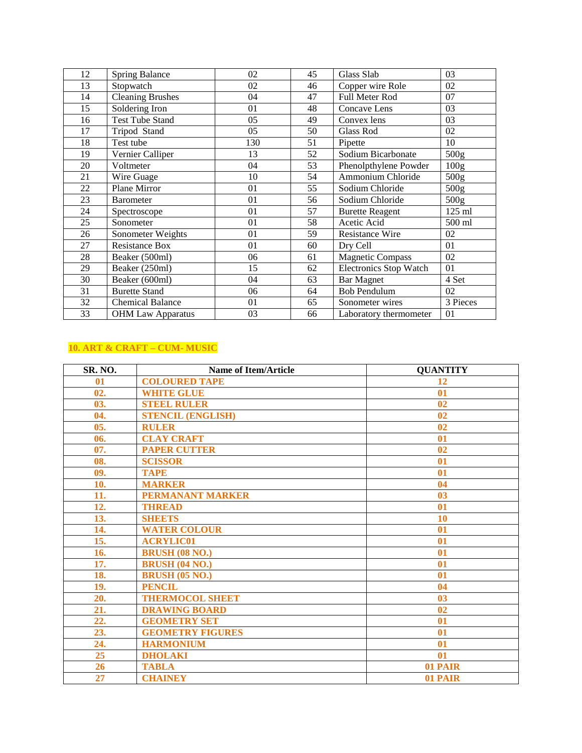| 12 | Spring Balance | 02 | 45 | Glass Slab | 03 |
|---|---|---|---|---|---|
| 13 | Stopwatch | 02 | 46 | Copper wire Role | 02 |
| 14 | Cleaning Brushes | 04 | 47 | Full Meter Rod | 07 |
| 15 | Soldering Iron | 01 | 48 | Concave Lens | 03 |
| 16 | Test Tube Stand | 05 | 49 | Convex lens | 03 |
| 17 | Tripod Stand | 05 | 50 | Glass Rod | 02 |
| 18 | Test tube | 130 | 51 | Pipette | 10 |
| 19 | Vernier Calliper | 13 | 52 | Sodium Bicarbonate | 500g |
| 20 | Voltmeter | 04 | 53 | Phenolpthylene Powder | 100g |
| 21 | Wire Guage | 10 | 54 | Ammonium Chloride | 500g |
| 22 | Plane Mirror | 01 | 55 | Sodium Chloride | 500g |
| 23 | Barometer | 01 | 56 | Sodium Chloride | 500g |
| 24 | Spectroscope | 01 | 57 | Burette Reagent | 125 ml |
| 25 | Sonometer | 01 | 58 | Acetic Acid | 500 ml |
| 26 | Sonometer Weights | 01 | 59 | Resistance Wire | 02 |
| 27 | Resistance Box | 01 | 60 | Dry Cell | 01 |
| 28 | Beaker (500ml) | 06 | 61 | Magnetic Compass | 02 |
| 29 | Beaker (250ml) | 15 | 62 | Electronics Stop Watch | 01 |
| 30 | Beaker (600ml) | 04 | 63 | Bar Magnet | 4 Set |
| 31 | Burette Stand | 06 | 64 | Bob Pendulum | 02 |
| 32 | Chemical Balance | 01 | 65 | Sonometer wires | 3 Pieces |
| 33 | OHM Law Apparatus | 03 | 66 | Laboratory thermometer | 01 |

## 10. ART & CRAFT – CUM- MUSIC

| SR. NO. | Name of Item/Article | QUANTITY |
|---|---|---|
| 01 | COLOURED TAPE | 12 |
| 02. | WHITE GLUE | 01 |
| 03. | STEEL RULER | 02 |
| 04. | STENCIL (ENGLISH) | 02 |
| 05. | RULER | 02 |
| 06. | CLAY CRAFT | 01 |
| 07. | PAPER CUTTER | 02 |
| 08. | SCISSOR | 01 |
| 09. | TAPE | 01 |
| 10. | MARKER | 04 |
| 11. | PERMANANT MARKER | 03 |
| 12. | THREAD | 01 |
| 13. | SHEETS | 10 |
| 14. | WATER COLOUR | 01 |
| 15. | ACRYLIC01 | 01 |
| 16. | BRUSH (08 NO.) | 01 |
| 17. | BRUSH (04 NO.) | 01 |
| 18. | BRUSH (05 NO.) | 01 |
| 19. | PENCIL | 04 |
| 20. | THERMOCOL SHEET | 03 |
| 21. | DRAWING BOARD | 02 |
| 22. | GEOMETRY SET | 01 |
| 23. | GEOMETRY FIGURES | 01 |
| 24. | HARMONIUM | 01 |
| 25 | DHOLAKI | 01 |
| 26 | TABLA | 01 PAIR |
| 27 | CHAINEY | 01 PAIR |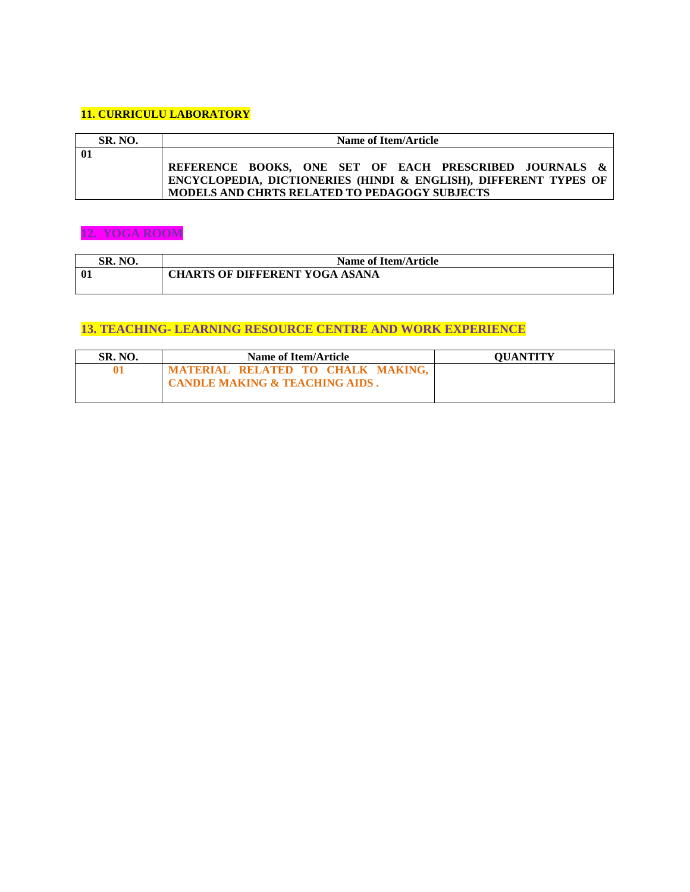### 11. CURRICULU LABORATORY

| SR. NO. | Name of Item/Article |
| --- | --- |
| 01 | REFERENCE BOOKS, ONE SET OF EACH PRESCRIBED JOURNALS & ENCYCLOPEDIA, DICTIONERIES (HINDI & ENGLISH), DIFFERENT TYPES OF MODELS AND CHRTS RELATED TO PEDAGOGY SUBJECTS |

### 12. YOGA ROOM

| SR. NO. | Name of Item/Article |
| --- | --- |
| 01 | CHARTS OF DIFFERENT YOGA ASANA |

### 13. TEACHING- LEARNING RESOURCE CENTRE AND WORK EXPERIENCE

| SR. NO. | Name of Item/Article | QUANTITY |
| --- | --- | --- |
| 01 | MATERIAL RELATED TO CHALK MAKING, CANDLE MAKING & TEACHING AIDS . | |